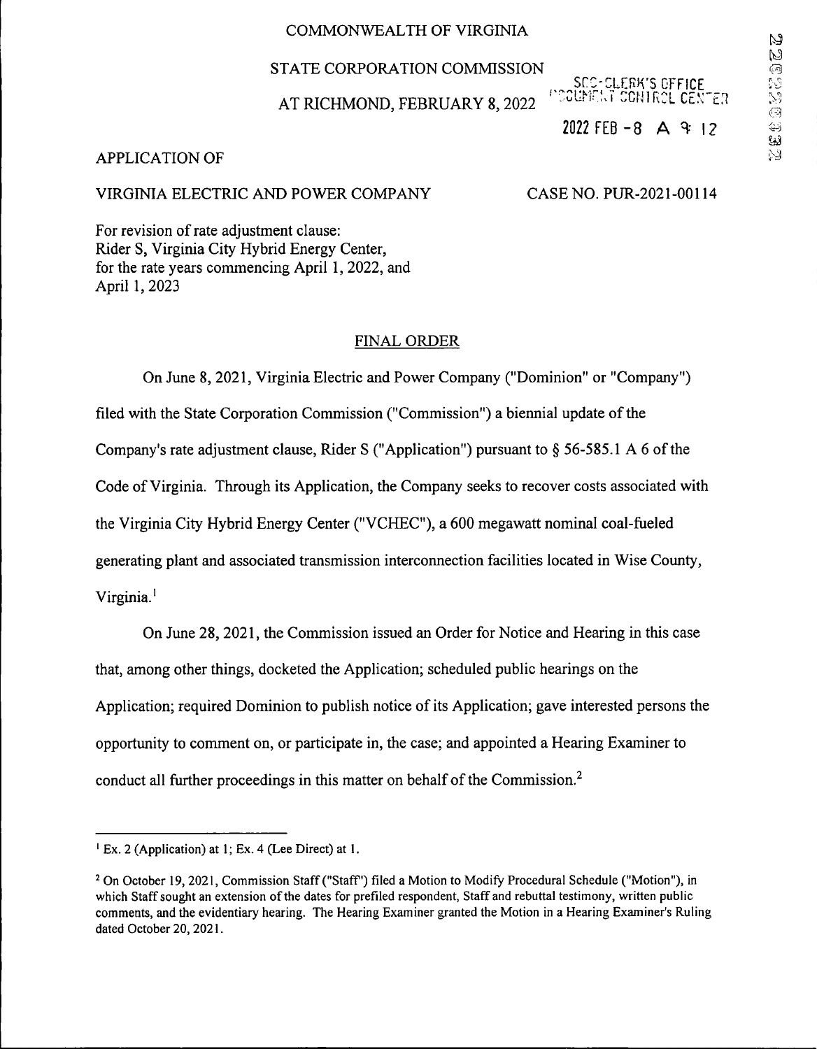COMMONWEALTH OF VIRGINIA

STATE CORPORATION COMMISSION

AT RICHMOND, FEBRUARY 8, 2022

SCC-CLERK'S OFFICE
DOCUMENT CONTROL CENTER

2022 FEB -8 A 9: 12

APPLICATION OF

VIRGINIA ELECTRIC AND POWER COMPANY

CASE NO. PUR-2021-00114

For revision of rate adjustment clause:
Rider S, Virginia City Hybrid Energy Center,
for the rate years commencing April 1, 2022, and
April 1, 2023

## FINAL ORDER

On June 8, 2021, Virginia Electric and Power Company ("Dominion" or "Company") filed with the State Corporation Commission ("Commission") a biennial update of the Company's rate adjustment clause, Rider S ("Application") pursuant to § 56-585.1 A 6 of the Code of Virginia. Through its Application, the Company seeks to recover costs associated with the Virginia City Hybrid Energy Center ("VCHEC"), a 600 megawatt nominal coal-fueled generating plant and associated transmission interconnection facilities located in Wise County, Virginia.[1]

On June 28, 2021, the Commission issued an Order for Notice and Hearing in this case that, among other things, docketed the Application; scheduled public hearings on the Application; required Dominion to publish notice of its Application; gave interested persons the opportunity to comment on, or participate in, the case; and appointed a Hearing Examiner to conduct all further proceedings in this matter on behalf of the Commission.[2]

---

[1] Ex. 2 (Application) at 1; Ex. 4 (Lee Direct) at 1.

[2] On October 19, 2021, Commission Staff ("Staff") filed a Motion to Modify Procedural Schedule ("Motion"), in which Staff sought an extension of the dates for prefiled respondent, Staff and rebuttal testimony, written public comments, and the evidentiary hearing. The Hearing Examiner granted the Motion in a Hearing Examiner's Ruling dated October 20, 2021.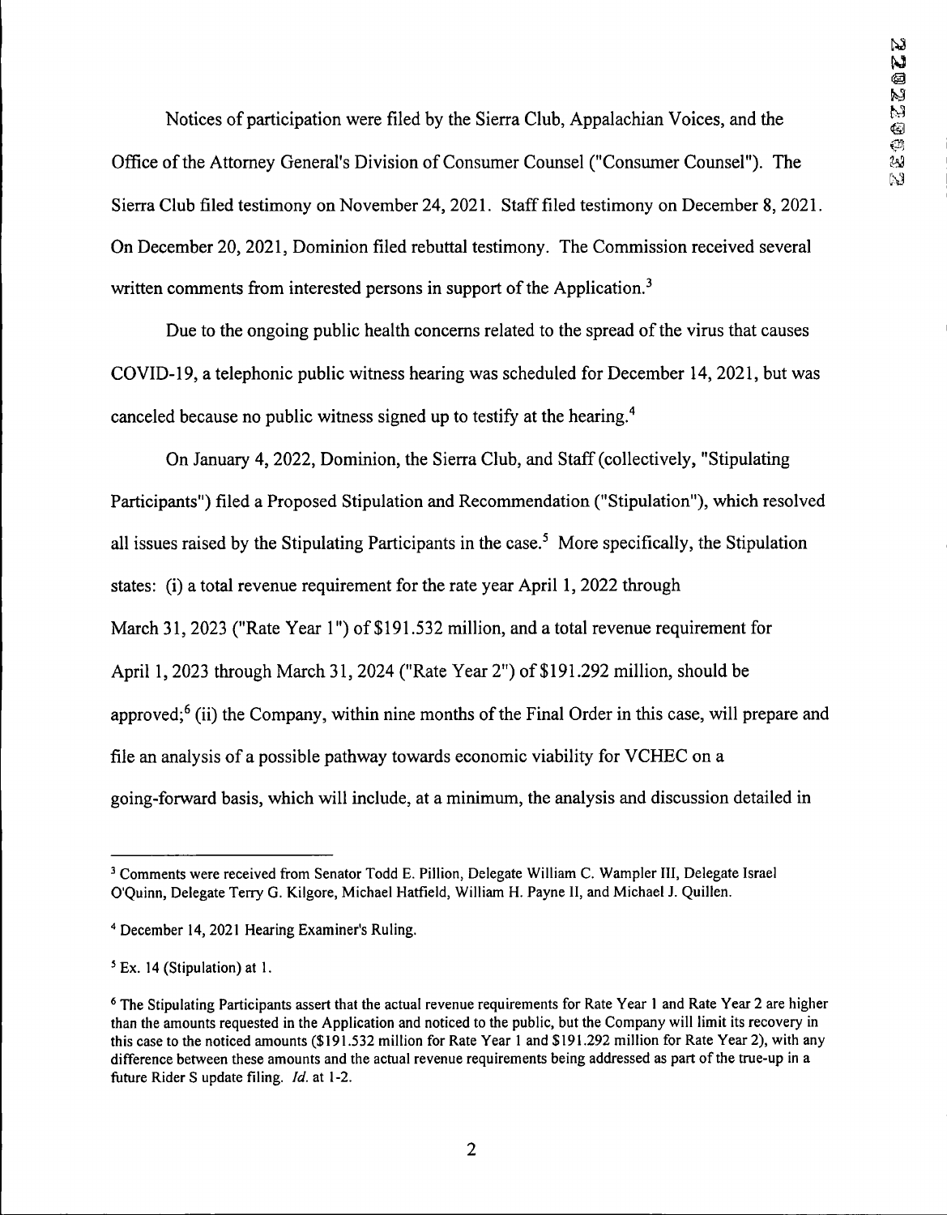Notices of participation were filed by the Sierra Club, Appalachian Voices, and the Office of the Attorney General's Division of Consumer Counsel ("Consumer Counsel"). The Sierra Club filed testimony on November 24, 2021. Staff filed testimony on December 8, 2021. On December 20, 2021, Dominion filed rebuttal testimony. The Commission received several written comments from interested persons in support of the Application.[3]

Due to the ongoing public health concerns related to the spread of the virus that causes COVID-19, a telephonic public witness hearing was scheduled for December 14, 2021, but was canceled because no public witness signed up to testify at the hearing.[4]

On January 4, 2022, Dominion, the Sierra Club, and Staff (collectively, "Stipulating Participants") filed a Proposed Stipulation and Recommendation ("Stipulation"), which resolved all issues raised by the Stipulating Participants in the case.[5] More specifically, the Stipulation states: (i) a total revenue requirement for the rate year April 1, 2022 through March 31, 2023 ("Rate Year 1") of $191.532 million, and a total revenue requirement for April 1, 2023 through March 31, 2024 ("Rate Year 2") of $191.292 million, should be approved;[6] (ii) the Company, within nine months of the Final Order in this case, will prepare and file an analysis of a possible pathway towards economic viability for VCHEC on a going-forward basis, which will include, at a minimum, the analysis and discussion detailed in

---

[3] Comments were received from Senator Todd E. Pillion, Delegate William C. Wampler III, Delegate Israel O'Quinn, Delegate Terry G. Kilgore, Michael Hatfield, William H. Payne II, and Michael J. Quillen.

[4] December 14, 2021 Hearing Examiner's Ruling.

[5] Ex. 14 (Stipulation) at 1.

[6] The Stipulating Participants assert that the actual revenue requirements for Rate Year 1 and Rate Year 2 are higher than the amounts requested in the Application and noticed to the public, but the Company will limit its recovery in this case to the noticed amounts ($191.532 million for Rate Year 1 and $191.292 million for Rate Year 2), with any difference between these amounts and the actual revenue requirements being addressed as part of the true-up in a future Rider S update filing. *Id.* at 1-2.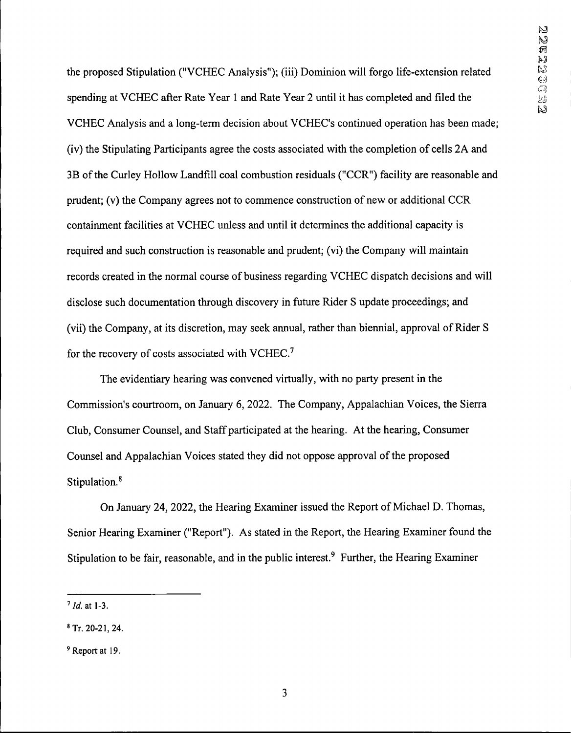the proposed Stipulation ("VCHEC Analysis"); (iii) Dominion will forgo life-extension related spending at VCHEC after Rate Year 1 and Rate Year 2 until it has completed and filed the VCHEC Analysis and a long-term decision about VCHEC's continued operation has been made; (iv) the Stipulating Participants agree the costs associated with the completion of cells 2A and 3B of the Curley Hollow Landfill coal combustion residuals ("CCR") facility are reasonable and prudent; (v) the Company agrees not to commence construction of new or additional CCR containment facilities at VCHEC unless and until it determines the additional capacity is required and such construction is reasonable and prudent; (vi) the Company will maintain records created in the normal course of business regarding VCHEC dispatch decisions and will disclose such documentation through discovery in future Rider S update proceedings; and (vii) the Company, at its discretion, may seek annual, rather than biennial, approval of Rider S for the recovery of costs associated with VCHEC.[7]

The evidentiary hearing was convened virtually, with no party present in the Commission's courtroom, on January 6, 2022. The Company, Appalachian Voices, the Sierra Club, Consumer Counsel, and Staff participated at the hearing. At the hearing, Consumer Counsel and Appalachian Voices stated they did not oppose approval of the proposed Stipulation.[8]

On January 24, 2022, the Hearing Examiner issued the Report of Michael D. Thomas, Senior Hearing Examiner ("Report"). As stated in the Report, the Hearing Examiner found the Stipulation to be fair, reasonable, and in the public interest.[9] Further, the Hearing Examiner

---

[7] *Id.* at 1-3.

[8] Tr. 20-21, 24.

[9] Report at 19.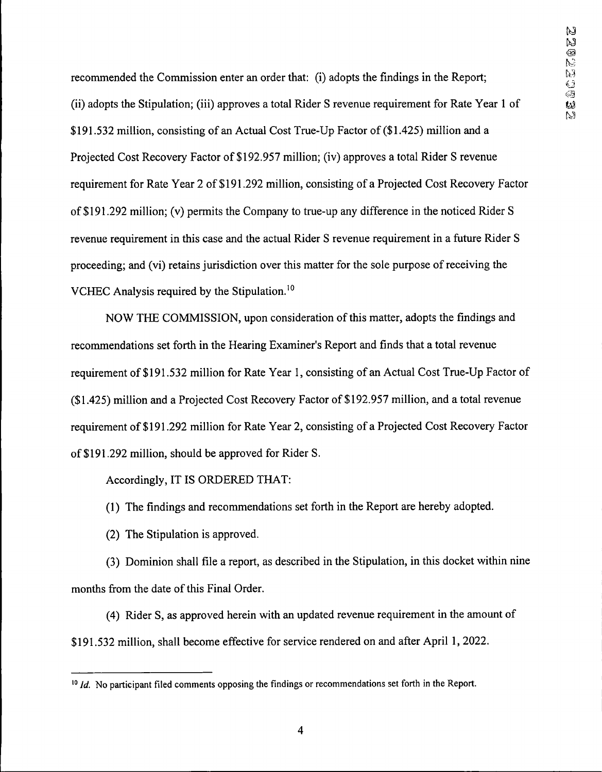recommended the Commission enter an order that: (i) adopts the findings in the Report; (ii) adopts the Stipulation; (iii) approves a total Rider S revenue requirement for Rate Year 1 of $191.532 million, consisting of an Actual Cost True-Up Factor of ($1.425) million and a Projected Cost Recovery Factor of $192.957 million; (iv) approves a total Rider S revenue requirement for Rate Year 2 of $191.292 million, consisting of a Projected Cost Recovery Factor of $191.292 million; (v) permits the Company to true-up any difference in the noticed Rider S revenue requirement in this case and the actual Rider S revenue requirement in a future Rider S proceeding; and (vi) retains jurisdiction over this matter for the sole purpose of receiving the VCHEC Analysis required by the Stipulation.[10]

NOW THE COMMISSION, upon consideration of this matter, adopts the findings and recommendations set forth in the Hearing Examiner's Report and finds that a total revenue requirement of $191.532 million for Rate Year 1, consisting of an Actual Cost True-Up Factor of ($1.425) million and a Projected Cost Recovery Factor of $192.957 million, and a total revenue requirement of $191.292 million for Rate Year 2, consisting of a Projected Cost Recovery Factor of $191.292 million, should be approved for Rider S.

Accordingly, IT IS ORDERED THAT:

(1) The findings and recommendations set forth in the Report are hereby adopted.

(2) The Stipulation is approved.

(3) Dominion shall file a report, as described in the Stipulation, in this docket within nine months from the date of this Final Order.

(4) Rider S, as approved herein with an updated revenue requirement in the amount of $191.532 million, shall become effective for service rendered on and after April 1, 2022.

---

[10] *Id.* No participant filed comments opposing the findings or recommendations set forth in the Report.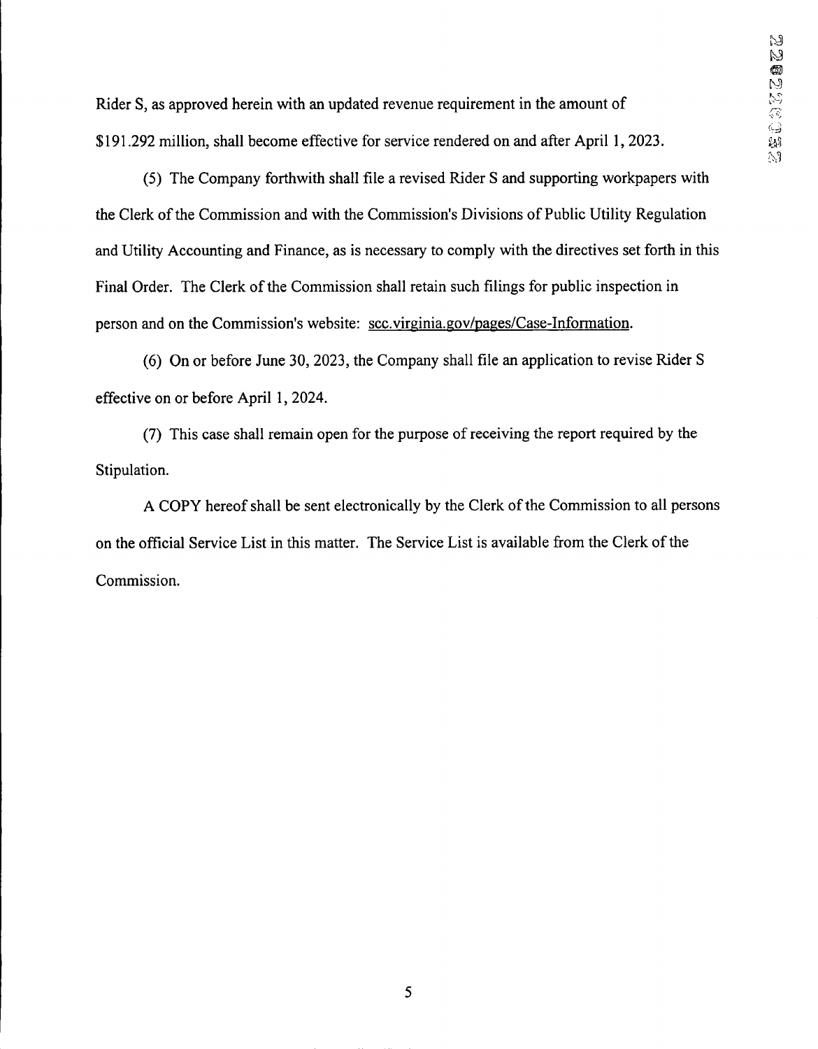Rider S, as approved herein with an updated revenue requirement in the amount of $191.292 million, shall become effective for service rendered on and after April 1, 2023.

(5) The Company forthwith shall file a revised Rider S and supporting workpapers with the Clerk of the Commission and with the Commission's Divisions of Public Utility Regulation and Utility Accounting and Finance, as is necessary to comply with the directives set forth in this Final Order. The Clerk of the Commission shall retain such filings for public inspection in person and on the Commission's website: scc.virginia.gov/pages/Case-Information.

(6) On or before June 30, 2023, the Company shall file an application to revise Rider S effective on or before April 1, 2024.

(7) This case shall remain open for the purpose of receiving the report required by the Stipulation.

A COPY hereof shall be sent electronically by the Clerk of the Commission to all persons on the official Service List in this matter. The Service List is available from the Clerk of the Commission.